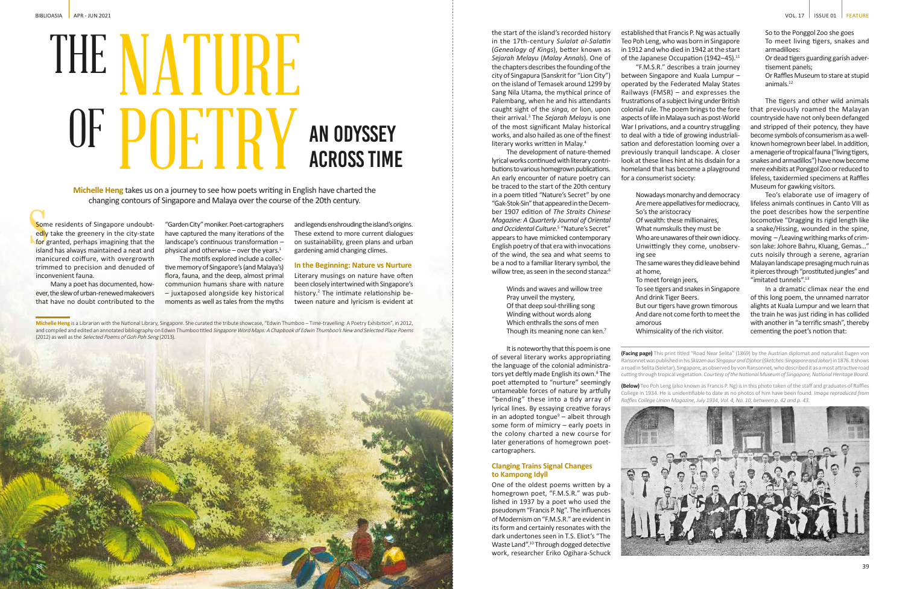# THE NATURE OF POETRY

## AN ODYSSEY ACROSS TIME

**Michelle Heng** takes us on a journey to see how poets writing in English have charted the changing contours of Singapore and Malaya over the course of the 20th century.

Some residents of Singapore undoubtedly take the greenery in the city-state for granted, perhaps imagining that the island has always maintained a neat and manicured coiffure, with overgrowth trimmed to precision and denuded of inconvenient fauna.

Many a poet has documented, however, the slew of urban-renewed makeovers that have no doubt contributed to the "Garden City" moniker. Poet-cartographers have captured the many iterations of the landscape's continuous transformation – physical and otherwise – over the years.[1]

The motifs explored include a collective memory of Singapore's (and Malaya's) flora, fauna, and the deep, almost primal communion humans share with nature – juxtaposed alongside key historical moments as well as tales from the myths and legends enshrouding the island's origins. These extend to more current dialogues on sustainability, green plans and urban gardening amid changing climes.

### In the Beginning: Nature vs Nurture

Literary musings on nature have often been closely intertwined with Singapore's history.[2] The intimate relationship between nature and lyricism is evident at the start of the island's recorded history in the 17th-century *Sulalat al-Salatin* (*Genealogy of Kings*), better known as *Sejarah Melayu* (*Malay Annals*). One of the chapters describes the founding of the city of Singapura (Sanskrit for "Lion City") on the island of Temasek around 1299 by Sang Nila Utama, the mythical prince of Palembang, when he and his attendants caught sight of the *singa*, or lion, upon their arrival.[3] The *Sejarah Melayu* is one of the most significant Malay historical works, and also hailed as one of the finest literary works written in Malay.[4]

The development of nature-themed lyrical works continued with literary contributions to various homegrown publications. An early encounter of nature poetry can be traced to the start of the 20th century in a poem titled "Nature's Secret" by one "Gak-Stok-Sin" that appeared in the December 1907 edition of *The Straits Chinese Magazine: A Quarterly Journal of Oriental and Occidental Culture*.[5] "Nature's Secret" appears to have mimicked contemporary English poetry of that era with invocations of the wind, the sea and what seems to be a nod to a familiar literary symbol, the willow tree, as seen in the second stanza:[6]

> Winds and waves and willow tree
> Pray unveil the mystery,
> Of that deep soul-thrilling song
> Winding without words along
> Which enthralls the sons of men
> Though its meaning none can ken.[7]

It is noteworthy that this poem is one of several literary works appropriating the language of the colonial administrators yet deftly made English its own.[8] The poet attempted to "nurture" seemingly untameable forces of nature by artfully "bending" these into a tidy array of lyrical lines. By essaying creative forays in an adopted tongue[9] – albeit through some form of mimicry – early poets in the colony charted a new course for later generations of homegrown poet-cartographers.

### Clanging Trains Signal Changes to Kampong Idyll

One of the oldest poems written by a homegrown poet, "F.M.S.R." was published in 1937 by a poet who used the pseudonym "Francis P. Ng". The influences of Modernism on "F.M.S.R." are evident in its form and certainly resonates with the dark undertones seen in T.S. Eliot's "The Waste Land".[10] Through dogged detective work, researcher Eriko Ogihara-Schuck established that Francis P. Ng was actually Teo Poh Leng, who was born in Singapore in 1912 and who died in 1942 at the start of the Japanese Occupation (1942–45).[11]

"F.M.S.R." describes a train journey between Singapore and Kuala Lumpur – operated by the Federated Malay States Railways (FMSR) – and expresses the frustrations of a subject living under British colonial rule. The poem brings to the fore aspects of life in Malaya such as post-World War I privations, and a country struggling to deal with a tide of growing industrialisation and deforestation looming over a previously tranquil landscape. A closer look at these lines hint at his disdain for a homeland that has become a playground for a consumerist society:

> Nowadays monarchy and democracy
> Are mere appellatives for mediocracy,
> So's the aristocracy
> Of wealth: these millionaires,
> What numskulls they must be
> Who are unawares of their own idiocy.
> Unwittingly they come, unobserving see
> The same wares they did leave behind at home,
> To meet foreign jeers,
> To see tigers and snakes in Singapore
> And drink Tiger Beers.
> But our tigers have grown timorous
> And dare not come forth to meet the amorous
> Whimsicality of the rich visitor.
> So to the Ponggol Zoo she goes
> To meet living tigers, snakes and armadilloes:
> Or dead tigers guarding garish advertisement panels;
> Or Raffles Museum to stare at stupid animals.[12]

The tigers and other wild animals that previously roamed the Malayan countryside have not only been defanged and stripped of their potency, they have become symbols of consumerism as a well-known homegrown beer label. In addition, a menagerie of tropical fauna ("living tigers, snakes and armadillos") have now become mere exhibits at Ponggol Zoo or reduced to lifeless, taxidermied specimens at Raffles Museum for gawking visitors.

Teo's elaborate use of imagery of lifeless animals continues in Canto VIII as the poet describes how the serpentine locomotive "Dragging its rigid length like a snake/Hissing, wounded in the spine, moving – /Leaving writhing marks of crimson lake: Johore Bahru, Kluang, Gemas…" cuts noisily through a serene, agrarian Malayan landscape presaging much ruin as it pierces through "prostituted jungles" and "imitated tunnels".[13]

In a dramatic climax near the end of this long poem, the unnamed narrator alights at Kuala Lumpur and we learn that the train he was just riding in has collided with another in "a terrific smash", thereby cementing the poet's notion that:

**Michelle Heng** is a Librarian with the National Library, Singapore. She curated the tribute showcase, "Edwin Thumboo – Time-travelling: A Poetry Exhibition", in 2012, and compiled and edited an annotated bibliography on Edwin Thumboo titled *Singapore Word Maps: A Chapbook of Edwin Thumboo's New and Selected Place Poems* (2012) as well as the *Selected Poems of Goh Poh Seng* (2013).

**(Facing page)** This print titled "Road Near Selita" (1869) by the Austrian diplomat and naturalist Eugen von Ransonnet was published in his *Skizzen aus Singapur and Djohor* (*Sketches: Singapore and Johor*) in 1876. It shows a road in Selita (Seletar), Singapore, as observed by von Ransonnet, who described it as a most attractive road cutting through tropical vegetation. *Courtesy of the National Museum of Singapore, National Heritage Board.*

**(Below)** Teo Poh Leng (also known as Francis P. Ng) is in this photo taken of the staff and graduates of Raffles College in 1934. He is unidentifiable to date as no photos of him have been found. *Image reproduced from Raffles College Union Magazine, July 1934, Vol. 4, No. 10, between p. 42 and p. 43.*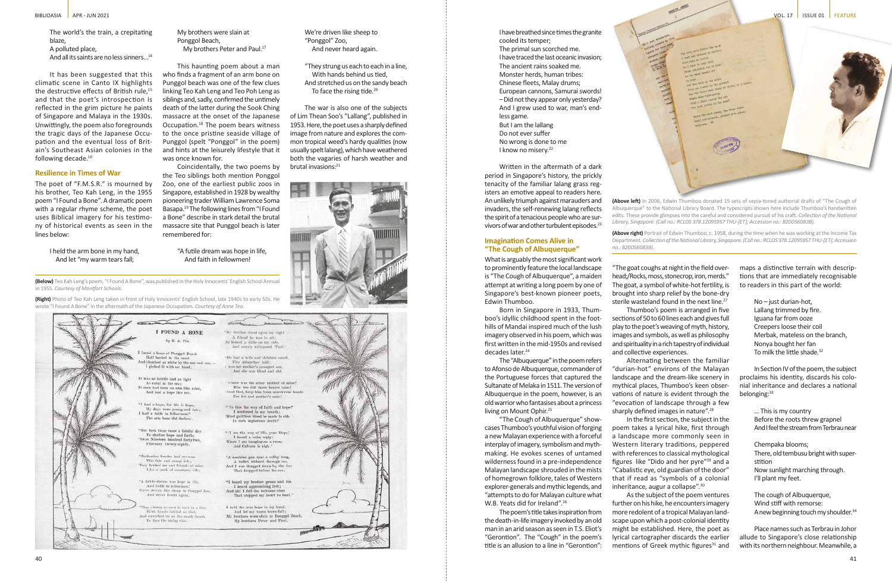The world's the train, a crepitating blaze,
A polluted place,
And all its saints are no less sinners...[14]

It has been suggested that this climatic scene in Canto IX highlights the destructive effects of British rule,[15] and that the poet's introspection is reflected in the grim picture he paints of Singapore and Malaya in the 1930s. Unwittingly, the poem also foregrounds the tragic days of the Japanese Occupation and the eventual loss of Britain's Southeast Asian colonies in the following decade.[16]

## Resilience in Times of War

The poet of "F.M.S.R." is mourned by his brother, Teo Kah Leng, in the 1955 poem "I Found a Bone". A dramatic poem with a regular rhyme scheme, the poet uses Biblical imagery for his testimony of historical events as seen in the lines below:

> I held the arm bone in my hand,
> And let "my warm tears fall;
> My brothers were slain at Ponggol Beach,
> My brothers Peter and Paul.[17]

This haunting poem about a man who finds a fragment of an arm bone on Punggol beach was one of the few clues linking Teo Kah Leng and Teo Poh Leng as siblings and, sadly, confirmed the untimely death of the latter during the Sook Ching massacre at the onset of the Japanese Occupation.[18] The poem bears witness to the once pristine seaside village of Punggol (spelt "Ponggol" in the poem) and hints at the leisurely lifestyle that it was once known for.

Coincidentally, the two poems by the Teo siblings both mention Ponggol Zoo, one of the earliest public zoos in Singapore, established in 1928 by wealthy pioneering trader William Lawrence Soma Basapa.[19] The following lines from "I Found a Bone" describe in stark detail the brutal massacre site that Punggol beach is later remembered for:

> "A futile dream was hope in life,
> And faith in fellowmen!
> We're driven like sheep to "Ponggol" Zoo,
> And never heard again.
>
> "They strung us each to each in a line,
> With hands behind us tied,
> And stretched us on the sandy beach
> To face the rising tide.[20]

The war is also one of the subjects of Lim Thean Soo's "Lallang", published in 1953. Here, the poet uses a sharply defined image from nature and explores the common tropical weed's hardy qualities (now usually spelt lalang), which have weathered both the vagaries of harsh weather and brutal invasions:[21]

> I have breathed since times the granite cooled its temper;
> The primal sun scorched me.
> I have traced the last oceanic invasion;
> The ancient rains soaked me.
> Monster herds, human tribes:
> Chinese fleets, Malay drums;
> European cannons, Samurai swords!
> – Did not they appear only yesterday?
> And I grew used to war, man's endless game.
> But I am the lallang
> Do not ever suffer
> No wrong is done to me
> I know no misery.[22]

Written in the aftermath of a dark period in Singapore's history, the prickly tenacity of the familiar lalang grass registers an emotive appeal to readers here. An unlikely triumph against marauders and invaders, the self-renewing lalang reflects the spirit of a tenacious people who are survivors of war and other turbulent episodes.[23]

**(Below)** Teo Kah Leng's poem, "I Found A Bone", was published in the Holy Innocents' English School Annual in 1955. *Courtesy of Montfort Schools.*

**(Right)** Photo of Teo Kah Leng taken in front of Holy Innocents' English School, late 1940s to early 50s. He wrote "I Found A Bone" in the aftermath of the Japanese Occupation. *Courtesy of Anne Teo.*

## Imagination Comes Alive in "The Cough of Albuquerque"

What is arguably the most significant work to prominently feature the local landscape is "The Cough of Albuquerque", a maiden attempt at writing a long poem by one of Singapore's best-known pioneer poets, Edwin Thumboo.

Born in Singapore in 1933, Thumboo's idyllic childhood spent in the foothills of Mandai inspired much of the lush imagery observed in his poem, which was first written in the mid-1950s and revised decades later.[24]

The "Albuquerque" in the poem refers to Afonso de Albuquerque, commander of the Portuguese forces that captured the Sultanate of Melaka in 1511. The version of Albuquerque in the poem, however, is an old warrior who fantasises about a princess living on Mount Ophir.[25]

"The Cough of Albuquerque" showcases Thumboo's youthful vision of forging a new Malayan experience with a forceful interplay of imagery, symbolism and myth-making. He evokes scenes of untamed wilderness found in a pre-independence Malayan landscape shrouded in the mists of homegrown folklore, tales of Western explorer-generals and mythic legends, and "attempts to do for Malayan culture what W.B. Yeats did for Ireland".[26]

The poem's title takes inspiration from the death-in-life imagery invoked by an old man in an arid season as seen in T.S. Eliot's "Gerontion". The "Cough" in the poem's title is an allusion to a line in "Gerontion": "The goat coughs at night in the field overhead;/Rocks, moss, stonecrop, iron, merds." The goat, a symbol of white-hot fertility, is brought into sharp relief by the bone-dry sterile wasteland found in the next line.[27]

Thumboo's poem is arranged in five sections of 50 to 60 lines each and gives full play to the poet's weaving of myth, history, images and symbols, as well as philosophy and spirituality in a rich tapestry of individual and collective experiences.

Alternating between the familiar "durian-hot" environs of the Malayan landscape and the dream-like scenery in mythical places, Thumboo's keen observations of nature is evident through the "evocation of landscape through a few sharply defined images in nature".[28]

In the first section, the subject in the poem takes a lyrical hike, first through a landscape more commonly seen in Western literary traditions, peppered with references to classical mythological figures like "Dido and her pyre"[29] and a "Cabalistic eye, old guardian of the door" that if read as "symbols of a colonial inheritance, augur a collapse".[30]

As the subject of the poem ventures further on his hike, he encounters imagery more redolent of a tropical Malayan landscape upon which a post-colonial identity might be established. Here, the poet as lyrical cartographer discards the earlier mentions of Greek mythic figures[31] and maps a distinctive terrain with descriptions that are immediately recognisable to readers in this part of the world:

> No – just durian-hot,
> Lallang trimmed by fire.
> Iguana far from ooze
> Creepers loose their coil
> Merbak, mateless on the branch,
> Nonya bought her fan
> To milk the little shade.[32]

In Section IV of the poem, the subject proclaims his identity, discards his colonial inheritance and declares a national belonging:[33]

> ... This is my country
> Before the roots threw grapnel
> And I feel the stream from Terbrau near
>
> Chempaka blooms;
> There, old tembusu bright with superstition
> Now sunlight marching through.
> I'll plant my feet.
>
> The cough of Albuquerque,
> Wind stiff with remorse:
> A new beginning touch my shoulder.[34]

Place names such as Terbrau in Johor allude to Singapore's close relationship with its northern neighbour. Meanwhile, a

**(Above left)** In 2006, Edwin Thumboo donated 15 sets of sepia-toned authorial drafts of "The Cough of Albuquerque" to the National Library Board. The typescripts shown here include Thumboo's handwritten edits. These provide glimpses into the careful and considered pursuit of his craft. *Collection of the National Library, Singapore. (Call no.: RCLOS 378.12095957 THU-[ET]; Accession no.: B20056083B).*

**(Above right)** Portrait of Edwin Thumboo, c. 1958, during the time when he was working at the Income Tax Department. *Collection of the National Library, Singapore. (Call no.: RCLOS 378.12095957 THU-[ET]; Accession no.: B20056083B).*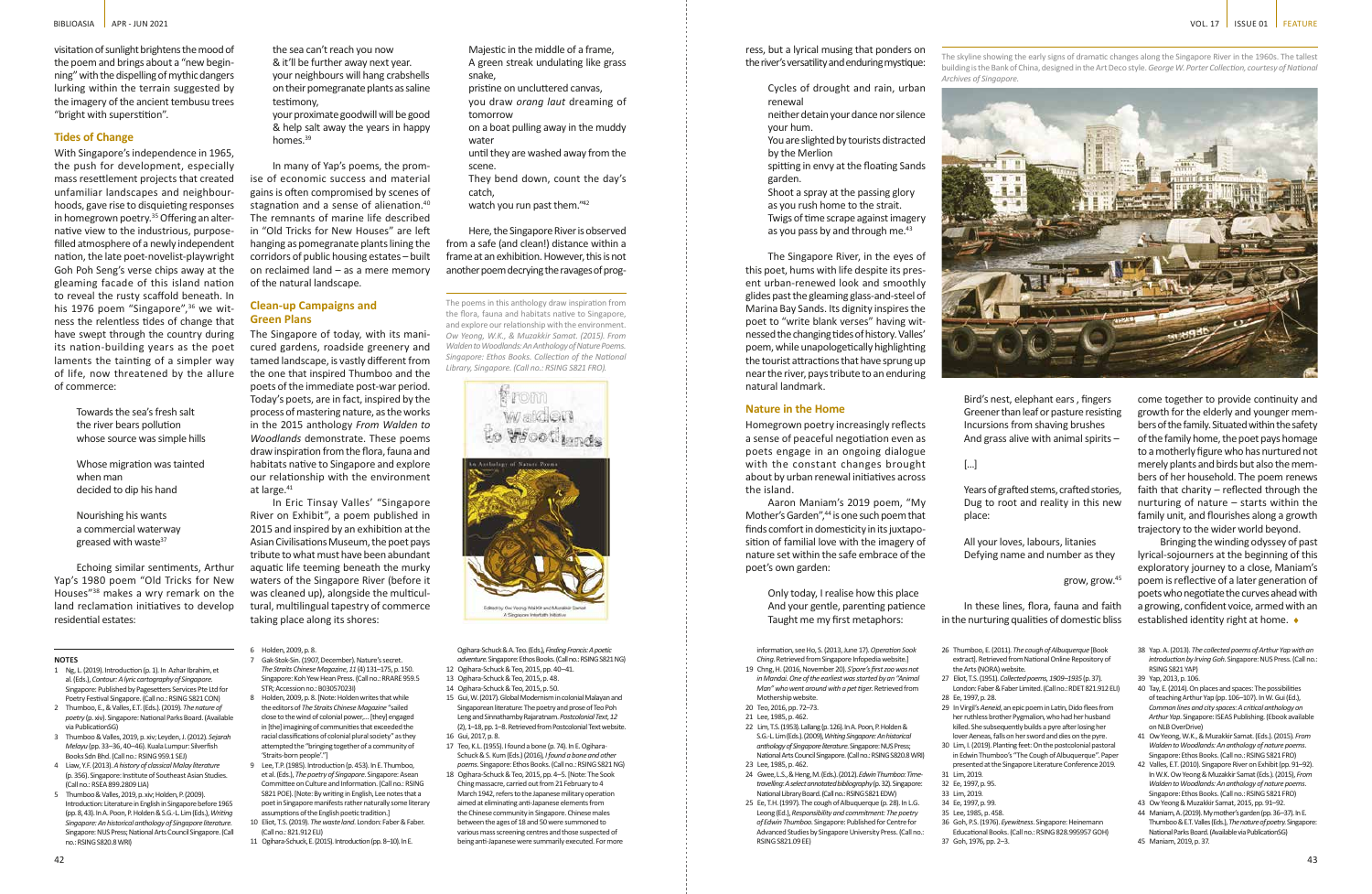visitation of sunlight brightens the mood of the poem and brings about a "new beginning" with the dispelling of mythic dangers lurking within the terrain suggested by the imagery of the ancient tembusu trees "bright with superstition".

## Tides of Change

With Singapore's independence in 1965, the push for development, especially mass resettlement projects that created unfamiliar landscapes and neighbourhoods, gave rise to disquieting responses in homegrown poetry.[35] Offering an alternative view to the industrious, purpose-filled atmosphere of a newly independent nation, the late poet-novelist-playwright Goh Poh Seng's verse chips away at the gleaming facade of this island nation to reveal the rusty scaffold beneath. In his 1976 poem "Singapore",[36] we witness the relentless tides of change that have swept through the country during its nation-building years as the poet laments the tainting of a simpler way of life, now threatened by the allure of commerce:

> Towards the sea's fresh salt
> the river bears pollution
> whose source was simple hills
>
> Whose migration was tainted
> when man
> decided to dip his hand
>
> Nourishing his wants
> a commercial waterway
> greased with waste[37]

Echoing similar sentiments, Arthur Yap's 1980 poem "Old Tricks for New Houses"[38] makes a wry remark on the land reclamation initiatives to develop residential estates:

> the sea can't reach you now
> & it'll be further away next year.
> your neighbours will hang crabshells
> on their pomegranate plants as saline testimony,
> your proximate goodwill will be good
> & help salt away the years in happy homes.[39]

In many of Yap's poems, the promise of economic success and material gains is often compromised by scenes of stagnation and a sense of alienation.[40] The remnants of marine life described in "Old Tricks for New Houses" are left hanging as pomegranate plants lining the corridors of public housing estates – built on reclaimed land – as a mere memory of the natural landscape.

## Clean-up Campaigns and Green Plans

The Singapore of today, with its manicured gardens, roadside greenery and tamed landscape, is vastly different from the one that inspired Thumboo and the poets of the immediate post-war period. Today's poets, are in fact, inspired by the process of mastering nature, as the works in the 2015 anthology *From Walden to Woodlands* demonstrate. These poems draw inspiration from the flora, fauna and habitats native to Singapore and explore our relationship with the environment at large.[41]

In Eric Tinsay Valles' "Singapore River on Exhibit", a poem published in 2015 and inspired by an exhibition at the Asian Civilisations Museum, the poet pays tribute to what must have been abundant aquatic life teeming beneath the murky waters of the Singapore River (before it was cleaned up), alongside the multicultural, multilingual tapestry of commerce taking place along its shores:

> Majestic in the middle of a frame,
> A green streak undulating like grass snake,
> pristine on uncluttered canvas,
> you draw *orang laut* dreaming of tomorrow
> on a boat pulling away in the muddy water
> until they are washed away from the scene.
> They bend down, count the day's catch,
> watch you run past them."[42]

Here, the Singapore River is observed from a safe (and clean!) distance within a frame at an exhibition. However, this is not another poem decrying the ravages of progress, but a lyrical musing that ponders on the river's versatility and enduring mystique:

> Cycles of drought and rain, urban renewal
> neither detain your dance nor silence your hum.
> You are slighted by tourists distracted by the Merlion
> spitting in envy at the floating Sands garden.
> Shoot a spray at the passing glory
> as you rush home to the strait.
> Twigs of time scrape against imagery
> as you pass by and through me.[43]

The poems in this anthology draw inspiration from the flora, fauna and habitats native to Singapore, and explore our relationship with the environment. *Ow Yeong, W.K., & Muzakkir Samat. (2015). From Walden to Woodlands: An Anthology of Nature Poems. Singapore: Ethos Books. Collection of the National Library, Singapore. (Call no.: RSING S821 FRO).*

The Singapore River, in the eyes of this poet, hums with life despite its present urban-renewed look and smoothly glides past the gleaming glass-and-steel of Marina Bay Sands. Its dignity inspires the poet to "write blank verses" having witnessed the changing tides of history. Valles' poem, while unapologetically highlighting the tourist attractions that have sprung up near the river, pays tribute to an enduring natural landmark.

The skyline showing the early signs of dramatic changes along the Singapore River in the 1960s. The tallest building is the Bank of China, designed in the Art Deco style. *George W. Porter Collection, courtesy of National Archives of Singapore.*

## Nature in the Home

Homegrown poetry increasingly reflects a sense of peaceful negotiation even as poets engage in an ongoing dialogue with the constant changes brought about by urban renewal initiatives across the island.

Aaron Maniam's 2019 poem, "My Mother's Garden",[44] is one such poem that finds comfort in domesticity in its juxtaposition of familial love with the imagery of nature set within the safe embrace of the poet's own garden:

> Only today, I realise how this place
> And your gentle, parenting patience
> Taught me my first metaphors:
>
> Bird's nest, elephant ears, fingers
> Greener than leaf or pasture resisting
> Incursions from shaving brushes
> And grass alive with animal spirits –
>
> […]
>
> Years of grafted stems, crafted stories,
> Dug to root and reality in this new place:
>
> All your loves, labours, litanies
> Defying name and number as they
>
> grow, grow.[45]

In these lines, flora, fauna and faith in the nurturing qualities of domestic bliss come together to provide continuity and growth for the elderly and younger members of the family. Situated within the safety of the family home, the poet pays homage to a motherly figure who has nurtured not merely plants and birds but also the members of her household. The poem renews faith that charity – reflected through the nurturing of nature – starts within the family unit, and flourishes along a growth trajectory to the wider world beyond.

Bringing the winding odyssey of past lyrical-sojourners at the beginning of this exploratory journey to a close, Maniam's poem is reflective of a later generation of poets who negotiate the curves ahead with a growing, confident voice, armed with an established identity right at home. ♦

### NOTES

1. Ng, L. (2019). Introduction (p. 1). In Azhar Ibrahim, et al. (Eds.), *Contour: A lyric cartography of Singapore.* Singapore: Published by Pagesetters Services Pte Ltd for Poetry Festival Singapore. (Call no.: RSING S821 CON)
2. Thumboo, E., & Valles, E.T. (Eds.). (2019). *The nature of poetry* (p. xiv). Singapore: National Parks Board. (Available via PublicationSG)
3. Thumboo & Valles, 2019, p. xiv; Leyden, J. (2012). *Sejarah Melayu* (pp. 33–36, 40–46). Kuala Lumpur: Silverfish Books Sdn Bhd. (Call no.: RSING 959.1 SEJ)
4. Liaw, Y.F. (2013). *A history of classical Malay literature* (p. 356). Singapore: Institute of Southeast Asian Studies. (Call no.: RSEA 899.2809 LIA)
5. Thumboo & Valles, 2019, p. xiv; Holden, P. (2009). Introduction: Literature in English in Singapore before 1965 (pp. 8, 43). In A. Poon, P. Holden & S.G.-L. Lim (Eds.), *Writing Singapore: An historical anthology of Singapore literature.* Singapore: NUS Press; National Arts Council Singapore. (Call no.: RSING S820.8 WRI)
6. Holden, 2009, p. 8.
7. Gak-Stok-Sin. (1907, December). Nature's secret. *The Straits Chinese Magazine, 11* (4) 131–175, p. 150. Singapore: Koh Yew Hean Press. (Call no.: RRARE 959.5 STR; Accession no.: B03057023I)
8. Holden, 2009, p. 8. [Note: Holden writes that while the editors of *The Straits Chinese Magazine* "sailed close to the wind of colonial power,... [they] engaged in [the] imagining of communities that exceeded the racial classifications of colonial plural society" as they attempted the "bringing together of a community of 'Straits-born people'."]
9. Lee, T.P. (1985). Introduction (p. 453). In E. Thumboo, et al. (Eds.), *The poetry of Singapore.* Singapore: Asean Committee on Culture and Information. (Call no.: RSING S821 POE). [Note: By writing in English, Lee notes that a poet in Singapore manifests rather naturally some literary assumptions of the English poetic tradition.]
10. Eliot, T.S. (2019). *The waste land.* London: Faber & Faber. (Call no.: 821.912 ELI)
11. Ogihara-Schuck, E. (2015). Introduction (pp. 8–10). In E. Ogihara-Schuck & A. Teo. (Eds.), *Finding Francis: A poetic adventure.* Singapore: Ethos Books. (Call no.: RSING S821 NG)
12. Ogihara-Schuck & Teo, 2015, pp. 40–41.
13. Ogihara-Schuck & Teo, 2015, p. 48.
14. Ogihara-Schuck & Teo, 2015, p. 50.
15. Gui, W. (2017). Global Modernism in colonial Malayan and Singaporean literature: The poetry and prose of Teo Poh Leng and Sinnathamby Rajaratnam. *Postcolonial Text, 12* (2), 1–18, pp. 1–8. Retrieved from Postcolonial Text website.
16. Gui, 2017, p. 8.
17. Teo, K.L. (1955). I found a bone (p. 74). In E. Ogihara-Schuck & S. Kum (Eds.) (2016). *I found a bone and other poems.* Singapore: Ethos Books. (Call no.: RSING S821 NG)
18. Ogihara-Schuck & Teo, 2015, pp. 4–5. [Note: The Sook Ching massacre, carried out from 21 February to 4 March 1942, refers to the Japanese military operation aimed at eliminating anti-Japanese elements from the Chinese community in Singapore. Chinese males between the ages of 18 and 50 were summoned to various mass screening centres and those suspected of being anti-Japanese were summarily executed. For more information, see Ho, S. (2013, June 17). *Operation Sook Ching.* Retrieved from Singapore Infopedia website.]
19. Chng, H. (2016, November 20). *S'pore's first zoo was not in Mandai. One of the earliest was started by an "Animal Man" who went around with a pet tiger.* Retrieved from Mothership website.
20. Teo, 2016, pp. 72–73.
21. Lee, 1985, p. 462.
22. Lim, T.S. (1953). Lallang (p. 126). In A. Poon, P. Holden & S.G.-L. Lim (Eds.). (2009), *Writing Singapore: An historical anthology of Singapore literature.* Singapore: NUS Press; National Arts Council Singapore. (Call no.: RSING S820.8 WRI)
23. Lee, 1985, p. 462.
24. Gwee, L.S., & Heng, M. (Eds.). (2012). *Edwin Thumboo: Time-travelling: A select annotated bibliography* (p. 32). Singapore: National Library Board. (Call no.: RSING S821 EDW)
25. Ee, T.H. (1997). The cough of Albuquerque (p. 28). In L.G. Leong (Ed.), *Responsibility and commitment: The poetry of Edwin Thumboo.* Singapore: Published for Centre for Advanced Studies by Singapore University Press. (Call no.: RSING S821.09 EE)
26. Thumboo, E. (2011). *The cough of Albuquerque* [Book extract]. Retrieved from National Online Repository of the Arts (NORA) website.
27. Eliot, T.S. (1951). *Collected poems, 1909–1935* (p. 37). London: Faber & Faber Limited. (Call no.: RDET 821.912 ELI)
28. Ee, 1997, p. 28.
29. In Virgil's *Aeneid*, an epic poem in Latin, Dido flees from her ruthless brother Pygmalion, who had her husband killed. She subsequently builds a pyre after losing her lover Aeneas, falls on her sword and dies on the pyre.
30. Lim, I. (2019). Planting feet: On the postcolonial pastoral in Edwin Thumboo's "The Cough of Albuquerque". Paper presented at the Singapore Literature Conference 2019.
31. Lim, 2019.
32. Ee, 1997, p. 95.
33. Lim, 2019.
34. Ee, 1997, p. 99.
35. Lee, 1985, p. 458.
36. Goh, P.S. (1976). *Eyewitness.* Singapore: Heinemann Educational Books. (Call no.: RSING 828.995957 GOH)
37. Goh, 1976, pp. 2–3.
38. Yap, A. (2013). *The collected poems of Arthur Yap with an introduction by Irving Goh.* Singapore: NUS Press. (Call no.: RSING S821 YAP)
39. Yap, 2013, p. 106.
40. Tay, E. (2014). On places and spaces: The possibilities of teaching Arthur Yap (pp. 106–107). In W. Gui (Ed.), *Common lines and city spaces: A critical anthology on Arthur Yap.* Singapore: ISEAS Publishing. (Ebook available on NLB OverDrive)
41. Ow Yeong, W.K., & Muzakkir Samat. (Eds.). (2015). *From Walden to Woodlands: An anthology of nature poems.* Singapore: Ethos Books. (Call no.: RSING S821 FRO)
42. Valles, E.T. (2010). Singapore River on Exhibit (pp. 91–92). In W.K. Ow Yeong & Muzakkir Samat (Eds.). (2015), *From Walden to Woodlands: An anthology of nature poems.* Singapore: Ethos Books. (Call no.: RSING S821 FRO)
43. Ow Yeong & Muzakkir Samat, 2015, pp. 91–92.
44. Maniam, A. (2019). My mother's garden (pp. 36–37). In E. Thumboo & E.T. Valles (Eds.), *The nature of poetry.* Singapore: National Parks Board. (Available via PublicationSG)
45. Maniam, 2019, p. 37.